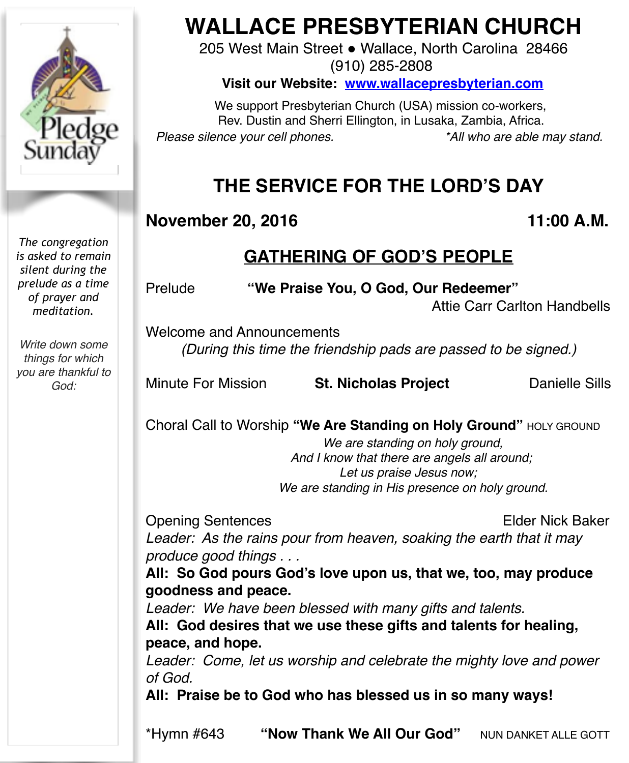Pledge Sunday

*The congregation is asked to remain silent during the prelude as a time of prayer and meditation.*

*Write down some things for which you are thankful to God:*

# WALLACE PRESBYTERIAN CHURCH

205 West Main Street • Wallace, North Carolina 28466
(910) 285-2808

**Visit our Website: www.wallacepresbyterian.com**

We support Presbyterian Church (USA) mission co-workers, Rev. Dustin and Sherri Ellington, in Lusaka, Zambia, Africa.

*Please silence your cell phones.* *\*All who are able may stand.*

## THE SERVICE FOR THE LORD'S DAY

**November 20, 2016** **11:00 A.M.**

## GATHERING OF GOD'S PEOPLE

Prelude **"We Praise You, O God, Our Redeemer"**
Attie Carr Carlton Handbells

Welcome and Announcements
*(During this time the friendship pads are passed to be signed.)*

Minute For Mission **St. Nicholas Project** Danielle Sills

Choral Call to Worship **"We Are Standing on Holy Ground"** HOLY GROUND

*We are standing on holy ground,*
*And I know that there are angels all around;*
*Let us praise Jesus now;*
*We are standing in His presence on holy ground.*

Opening Sentences Elder Nick Baker

*Leader: As the rains pour from heaven, soaking the earth that it may produce good things . . .*
**All: So God pours God's love upon us, that we, too, may produce goodness and peace.**
*Leader: We have been blessed with many gifts and talents.*
**All: God desires that we use these gifts and talents for healing, peace, and hope.**
*Leader: Come, let us worship and celebrate the mighty love and power of God.*
**All: Praise be to God who has blessed us in so many ways!**

\*Hymn #643 **"Now Thank We All Our God"** NUN DANKET ALLE GOTT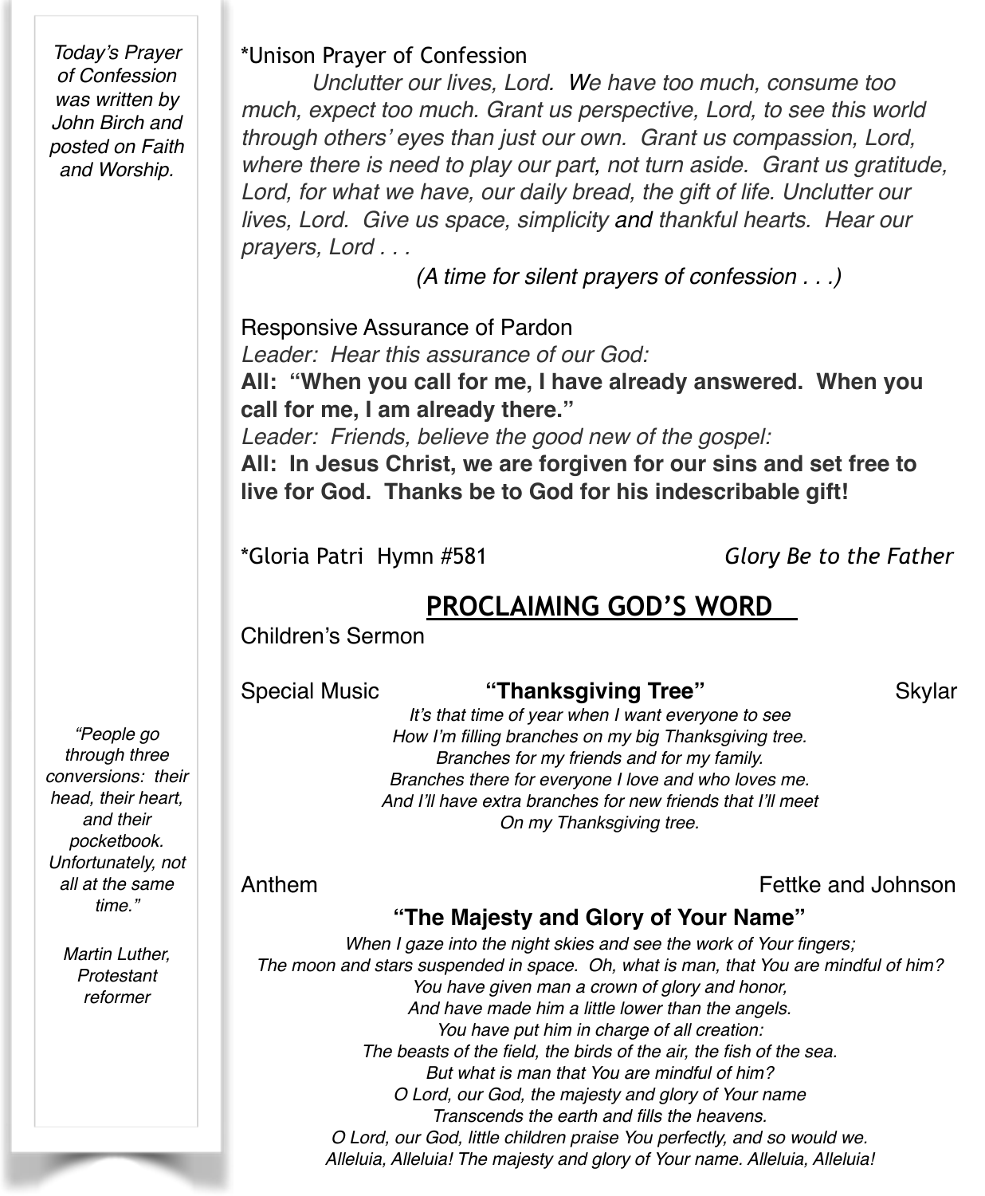*Today's Prayer of Confession was written by John Birch and posted on Faith and Worship.*

*Unison Prayer of Confession

*Unclutter our lives, Lord. We have too much, consume too much, expect too much. Grant us perspective, Lord, to see this world through others' eyes than just our own. Grant us compassion, Lord, where there is need to play our part, not turn aside. Grant us gratitude, Lord, for what we have, our daily bread, the gift of life. Unclutter our lives, Lord. Give us space, simplicity and thankful hearts. Hear our prayers, Lord . . .*

*(A time for silent prayers of confession . . .)*

Responsive Assurance of Pardon

*Leader: Hear this assurance of our God:*

**All: "When you call for me, I have already answered. When you call for me, I am already there."**

*Leader: Friends, believe the good new of the gospel:*

**All: In Jesus Christ, we are forgiven for our sins and set free to live for God. Thanks be to God for his indescribable gift!**

*Gloria Patri Hymn #581 — *Glory Be to the Father*

## PROCLAIMING GOD'S WORD

Children's Sermon

Special Music — **"Thanksgiving Tree"** — Skylar

*It's that time of year when I want everyone to see*
*How I'm filling branches on my big Thanksgiving tree.*
*Branches for my friends and for my family.*
*Branches there for everyone I love and who loves me.*
*And I'll have extra branches for new friends that I'll meet*
*On my Thanksgiving tree.*

*"People go through three conversions: their head, their heart, and their pocketbook. Unfortunately, not all at the same time."*

*Martin Luther, Protestant reformer*

Anthem — Fettke and Johnson

**"The Majesty and Glory of Your Name"**

*When I gaze into the night skies and see the work of Your fingers;*
*The moon and stars suspended in space. Oh, what is man, that You are mindful of him?*
*You have given man a crown of glory and honor,*
*And have made him a little lower than the angels.*
*You have put him in charge of all creation:*
*The beasts of the field, the birds of the air, the fish of the sea.*
*But what is man that You are mindful of him?*
*O Lord, our God, the majesty and glory of Your name*
*Transcends the earth and fills the heavens.*
*O Lord, our God, little children praise You perfectly, and so would we.*
*Alleluia, Alleluia! The majesty and glory of Your name. Alleluia, Alleluia!*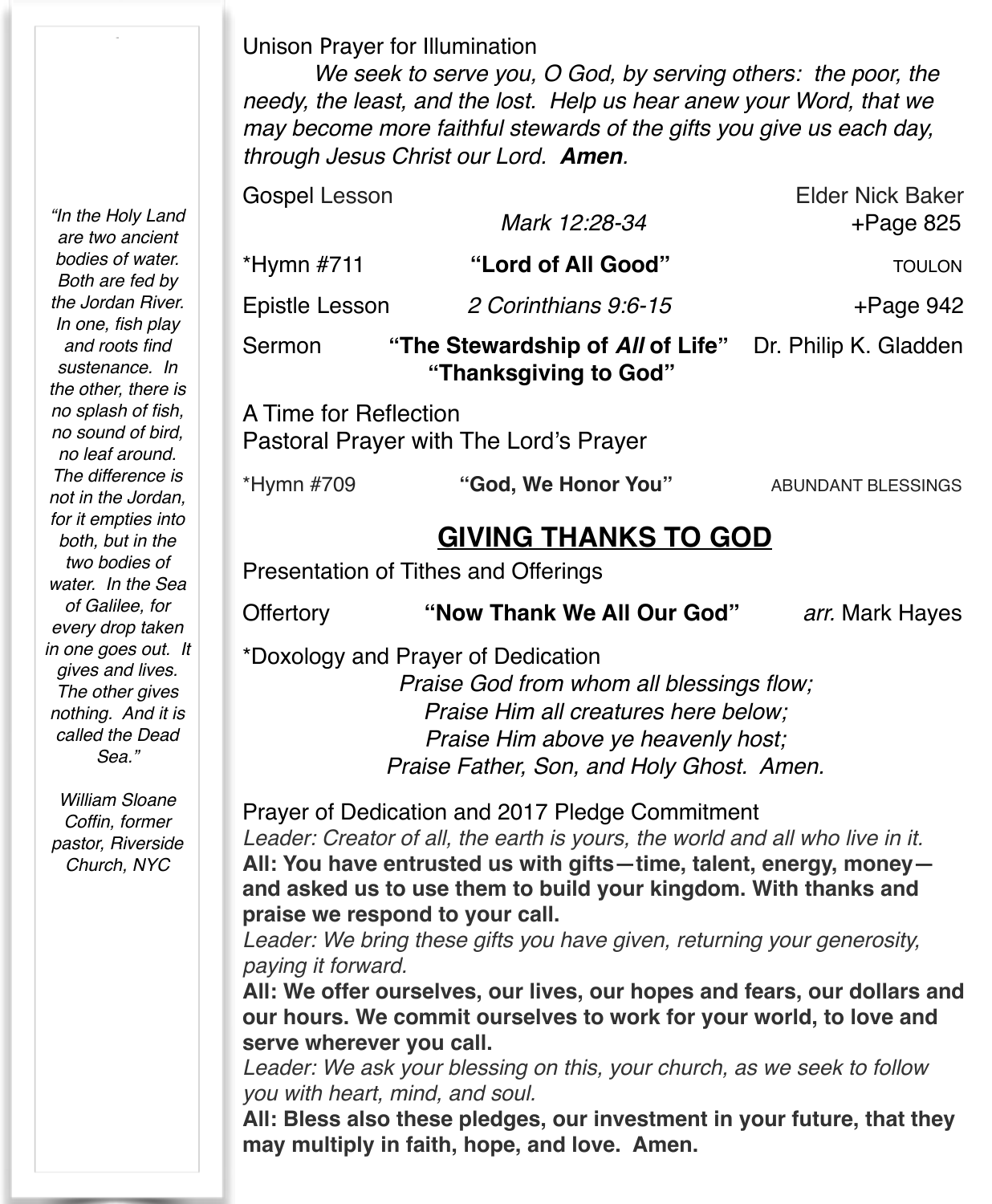Unison Prayer for Illumination

*We seek to serve you, O God, by serving others: the poor, the needy, the least, and the lost. Help us hear anew your Word, that we may become more faithful stewards of the gifts you give us each day, through Jesus Christ our Lord.* ***Amen.***

Gospel Lesson — *Mark 12:28-34* — Elder Nick Baker — +Page 825

*Hymn #711 — **"Lord of All Good"** — TOULON

Epistle Lesson — *2 Corinthians 9:6-15* — +Page 942

Sermon — **"The Stewardship of *All* of Life"** **"Thanksgiving to God"** — Dr. Philip K. Gladden

A Time for Reflection

Pastoral Prayer with The Lord's Prayer

*Hymn #709 — **"God, We Honor You"** — ABUNDANT BLESSINGS

## GIVING THANKS TO GOD

Presentation of Tithes and Offerings

Offertory — **"Now Thank We All Our God"** — *arr.* Mark Hayes

*Doxology and Prayer of Dedication

*Praise God from whom all blessings flow;*
*Praise Him all creatures here below;*
*Praise Him above ye heavenly host;*
*Praise Father, Son, and Holy Ghost. Amen.*

Prayer of Dedication and 2017 Pledge Commitment

*Leader: Creator of all, the earth is yours, the world and all who live in it.*

**All: You have entrusted us with gifts—time, talent, energy, money—and asked us to use them to build your kingdom. With thanks and praise we respond to your call.**

*Leader: We bring these gifts you have given, returning your generosity, paying it forward.*

**All: We offer ourselves, our lives, our hopes and fears, our dollars and our hours. We commit ourselves to work for your world, to love and serve wherever you call.**

*Leader: We ask your blessing on this, your church, as we seek to follow you with heart, mind, and soul.*

**All: Bless also these pledges, our investment in your future, that they may multiply in faith, hope, and love. Amen.**

*"In the Holy Land are two ancient bodies of water. Both are fed by the Jordan River. In one, fish play and roots find sustenance. In the other, there is no splash of fish, no sound of bird, no leaf around. The difference is not in the Jordan, for it empties into both, but in the two bodies of water. In the Sea of Galilee, for every drop taken in one goes out. It gives and lives. The other gives nothing. And it is called the Dead Sea."*

*William Sloane Coffin, former pastor, Riverside Church, NYC*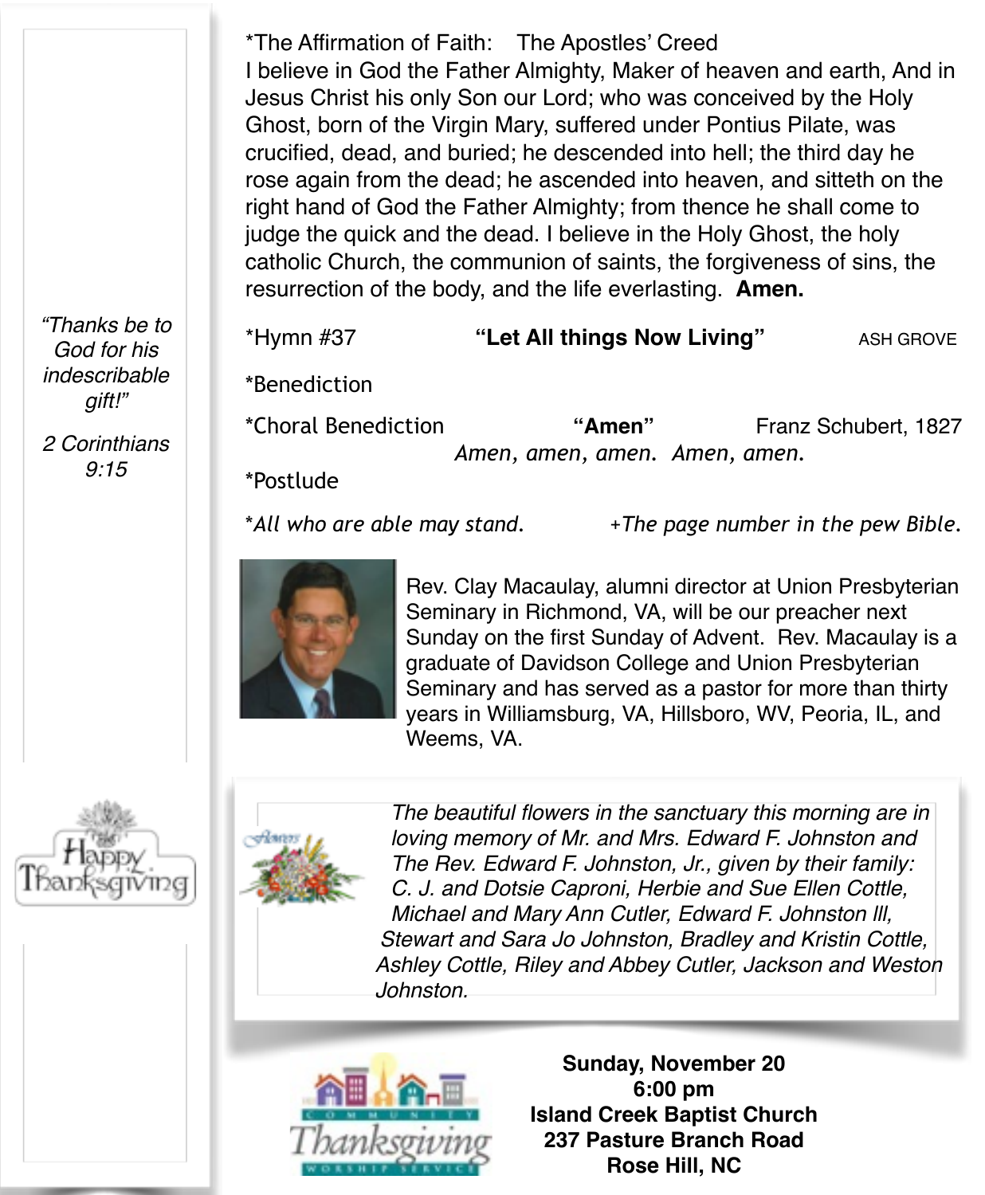*The Affirmation of Faith: The Apostles' Creed

I believe in God the Father Almighty, Maker of heaven and earth, And in Jesus Christ his only Son our Lord; who was conceived by the Holy Ghost, born of the Virgin Mary, suffered under Pontius Pilate, was crucified, dead, and buried; he descended into hell; the third day he rose again from the dead; he ascended into heaven, and sitteth on the right hand of God the Father Almighty; from thence he shall come to judge the quick and the dead. I believe in the Holy Ghost, the holy catholic Church, the communion of saints, the forgiveness of sins, the resurrection of the body, and the life everlasting. **Amen.**

*Hymn #37 **"Let All things Now Living"** ASH GROVE

*Benediction

*Choral Benediction **"Amen"** Franz Schubert, 1827

*Amen, amen, amen. Amen, amen.*

*Postlude

*\*All who are able may stand.* *+The page number in the pew Bible.*

Rev. Clay Macaulay, alumni director at Union Presbyterian Seminary in Richmond, VA, will be our preacher next Sunday on the first Sunday of Advent. Rev. Macaulay is a graduate of Davidson College and Union Presbyterian Seminary and has served as a pastor for more than thirty years in Williamsburg, VA, Hillsboro, WV, Peoria, IL, and Weems, VA.

*The beautiful flowers in the sanctuary this morning are in loving memory of Mr. and Mrs. Edward F. Johnston and The Rev. Edward F. Johnston, Jr., given by their family: C. J. and Dotsie Caproni, Herbie and Sue Ellen Cottle, Michael and Mary Ann Cutler, Edward F. Johnston III, Stewart and Sara Jo Johnston, Bradley and Kristin Cottle, Ashley Cottle, Riley and Abbey Cutler, Jackson and Weston Johnston.*

*"Thanks be to God for his indescribable gift!"*

*2 Corinthians 9:15*

Happy Thanksgiving

Community Thanksgiving Worship Service

**Sunday, November 20**
**6:00 pm**
**Island Creek Baptist Church**
**237 Pasture Branch Road**
**Rose Hill, NC**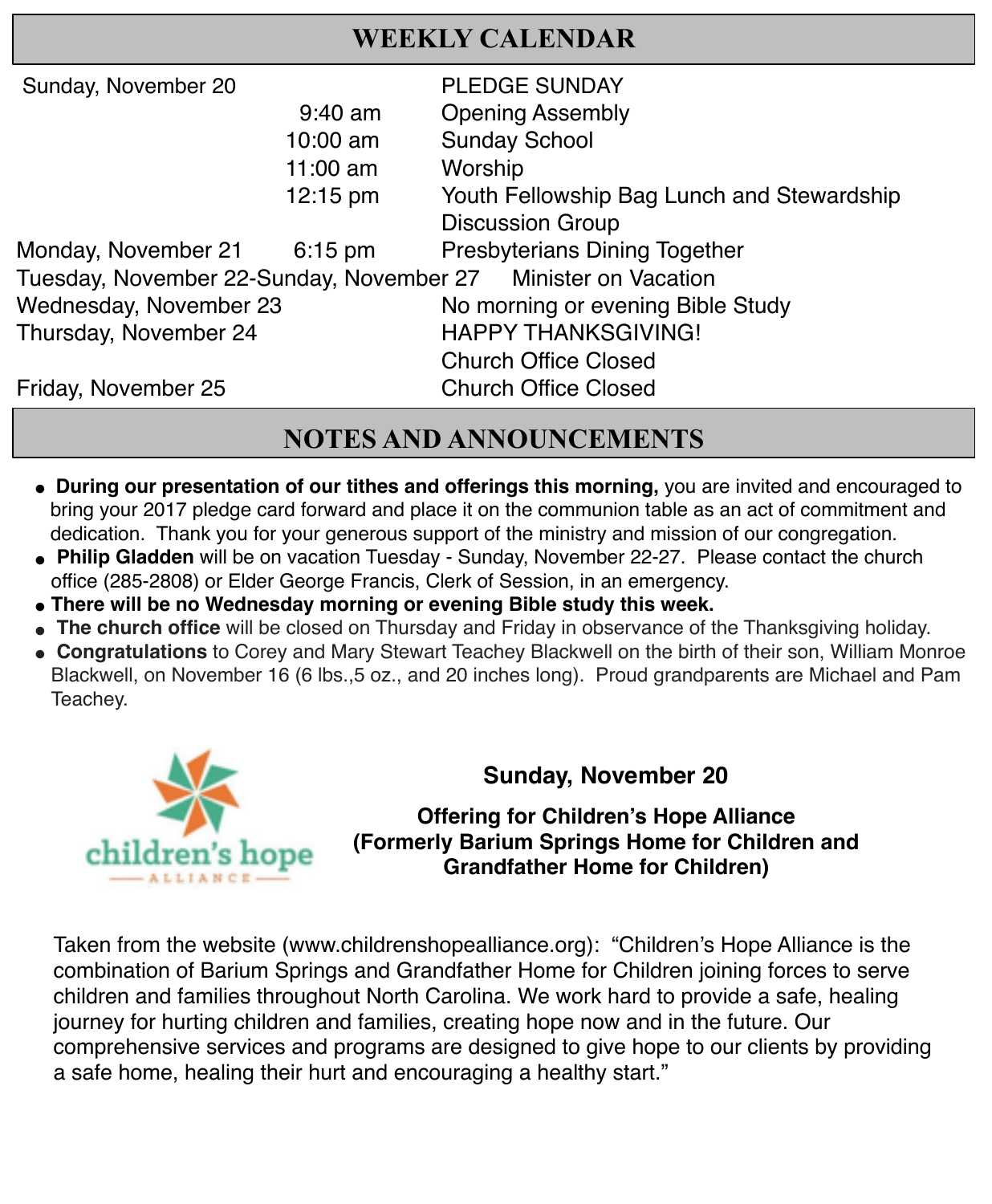## WEEKLY CALENDAR

| | | |
|---|---|---|
| Sunday, November 20 | | PLEDGE SUNDAY |
| | 9:40 am | Opening Assembly |
| | 10:00 am | Sunday School |
| | 11:00 am | Worship |
| | 12:15 pm | Youth Fellowship Bag Lunch and Stewardship Discussion Group |
| Monday, November 21 | 6:15 pm | Presbyterians Dining Together |
| Tuesday, November 22-Sunday, November 27 | | Minister on Vacation |
| Wednesday, November 23 | | No morning or evening Bible Study |
| Thursday, November 24 | | HAPPY THANKSGIVING! Church Office Closed |
| Friday, November 25 | | Church Office Closed |

## NOTES AND ANNOUNCEMENTS

- **During our presentation of our tithes and offerings this morning,** you are invited and encouraged to bring your 2017 pledge card forward and place it on the communion table as an act of commitment and dedication. Thank you for your generous support of the ministry and mission of our congregation.
- **Philip Gladden** will be on vacation Tuesday - Sunday, November 22-27. Please contact the church office (285-2808) or Elder George Francis, Clerk of Session, in an emergency.
- **There will be no Wednesday morning or evening Bible study this week.**
- **The church office** will be closed on Thursday and Friday in observance of the Thanksgiving holiday.
- **Congratulations** to Corey and Mary Stewart Teachey Blackwell on the birth of their son, William Monroe Blackwell, on November 16 (6 lbs.,5 oz., and 20 inches long). Proud grandparents are Michael and Pam Teachey.

children's hope ALLIANCE

**Sunday, November 20**

**Offering for Children's Hope Alliance (Formerly Barium Springs Home for Children and Grandfather Home for Children)**

Taken from the website (www.childrenshopealliance.org): "Children's Hope Alliance is the combination of Barium Springs and Grandfather Home for Children joining forces to serve children and families throughout North Carolina. We work hard to provide a safe, healing journey for hurting children and families, creating hope now and in the future. Our comprehensive services and programs are designed to give hope to our clients by providing a safe home, healing their hurt and encouraging a healthy start."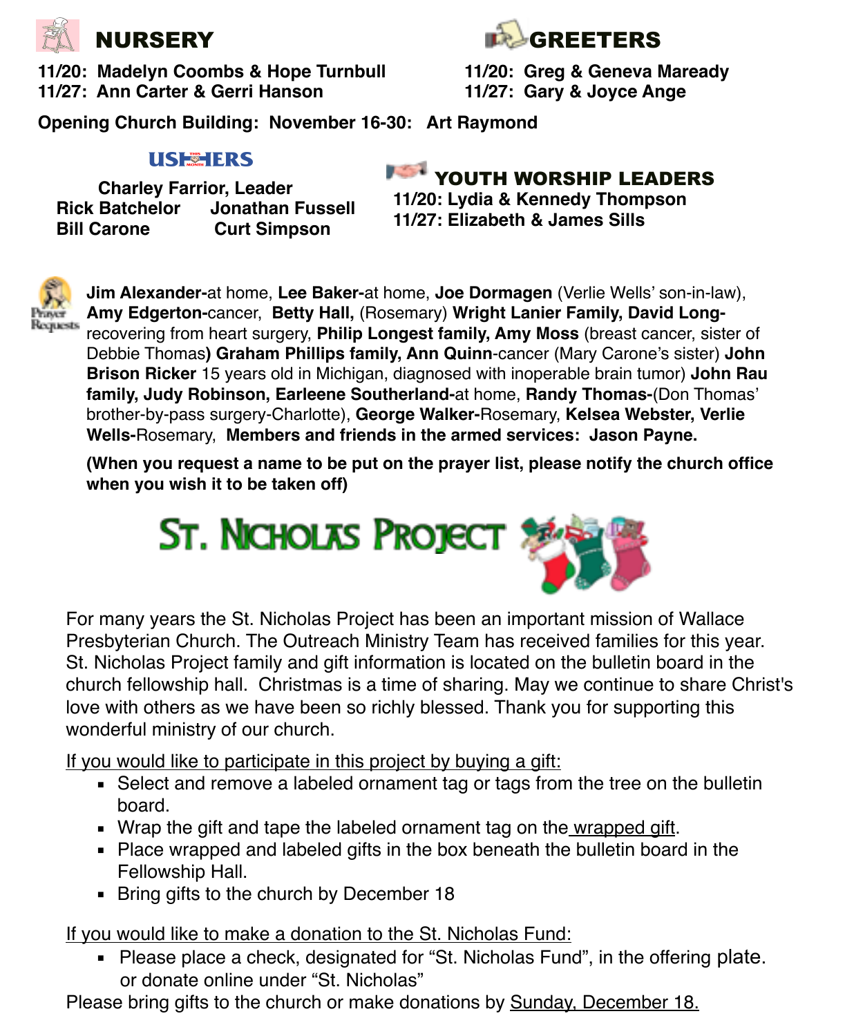## NURSERY

**11/20: Madelyn Coombs & Hope Turnbull**
**11/27: Ann Carter & Gerri Hanson**

## GREETERS

**11/20: Greg & Geneva Maready**
**11/27: Gary & Joyce Ange**

**Opening Church Building: November 16-30: Art Raymond**

## USHERS

**Charley Farrior, Leader**
**Rick Batchelor Jonathan Fussell**
**Bill Carone Curt Simpson**

## YOUTH WORSHIP LEADERS

**11/20: Lydia & Kennedy Thompson**
**11/27: Elizabeth & James Sills**

**Jim Alexander-**at home, **Lee Baker-**at home, **Joe Dormagen** (Verlie Wells' son-in-law), **Amy Edgerton-**cancer, **Betty Hall,** (Rosemary) **Wright Lanier Family, David Long-**recovering from heart surgery, **Philip Longest family, Amy Moss** (breast cancer, sister of Debbie Thomas**) Graham Phillips family, Ann Quinn**-cancer (Mary Carone's sister) **John Brison Ricker** 15 years old in Michigan, diagnosed with inoperable brain tumor) **John Rau family, Judy Robinson, Earleene Southerland-**at home, **Randy Thomas-**(Don Thomas' brother-by-pass surgery-Charlotte), **George Walker-**Rosemary, **Kelsea Webster, Verlie Wells-**Rosemary, **Members and friends in the armed services: Jason Payne.**

**(When you request a name to be put on the prayer list, please notify the church office when you wish it to be taken off)**

# ST. NICHOLAS PROJECT

For many years the St. Nicholas Project has been an important mission of Wallace Presbyterian Church. The Outreach Ministry Team has received families for this year. St. Nicholas Project family and gift information is located on the bulletin board in the church fellowship hall. Christmas is a time of sharing. May we continue to share Christ's love with others as we have been so richly blessed. Thank you for supporting this wonderful ministry of our church.

<u>If you would like to participate in this project by buying a gift:</u>

- Select and remove a labeled ornament tag or tags from the tree on the bulletin board.
- Wrap the gift and tape the labeled ornament tag on the <u>wrapped gift</u>.
- Place wrapped and labeled gifts in the box beneath the bulletin board in the Fellowship Hall.
- Bring gifts to the church by December 18

<u>If you would like to make a donation to the St. Nicholas Fund:</u>

- Please place a check, designated for "St. Nicholas Fund", in the offering plate. or donate online under "St. Nicholas"

Please bring gifts to the church or make donations by <u>Sunday, December 18.</u>